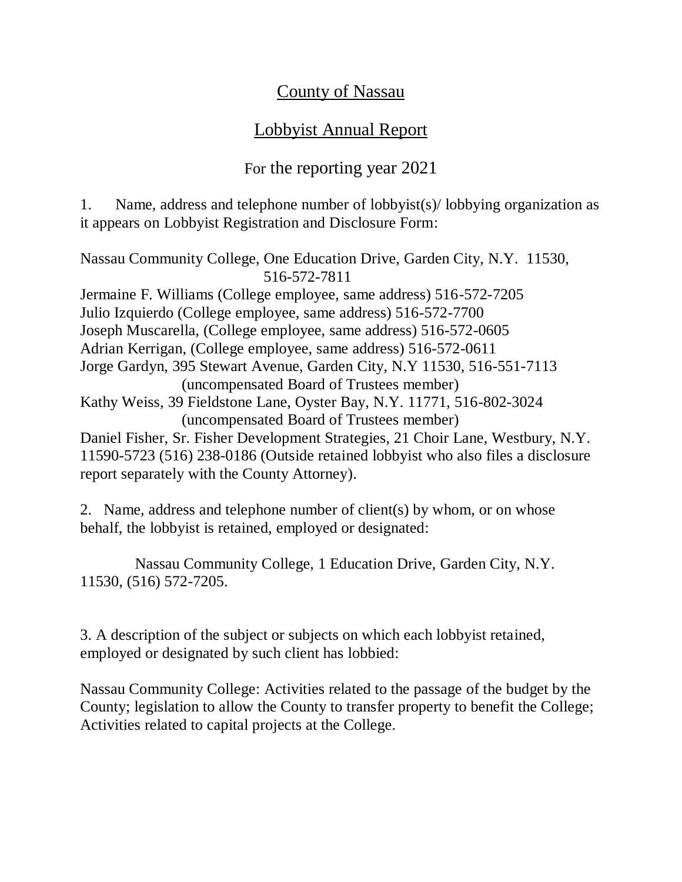# County of Nassau

## Lobbyist Annual Report

For the reporting year 2021

1. Name, address and telephone number of lobbyist(s)/ lobbying organization as it appears on Lobbyist Registration and Disclosure Form:

Nassau Community College, One Education Drive, Garden City, N.Y. 11530, 516-572-7811
Jermaine F. Williams (College employee, same address) 516-572-7205
Julio Izquierdo (College employee, same address) 516-572-7700
Joseph Muscarella, (College employee, same address) 516-572-0605
Adrian Kerrigan, (College employee, same address) 516-572-0611
Jorge Gardyn, 395 Stewart Avenue, Garden City, N.Y 11530, 516-551-7113 (uncompensated Board of Trustees member)
Kathy Weiss, 39 Fieldstone Lane, Oyster Bay, N.Y. 11771, 516-802-3024 (uncompensated Board of Trustees member)
Daniel Fisher, Sr. Fisher Development Strategies, 21 Choir Lane, Westbury, N.Y. 11590-5723 (516) 238-0186 (Outside retained lobbyist who also files a disclosure report separately with the County Attorney).

2. Name, address and telephone number of client(s) by whom, or on whose behalf, the lobbyist is retained, employed or designated:

Nassau Community College, 1 Education Drive, Garden City, N.Y. 11530, (516) 572-7205.

3. A description of the subject or subjects on which each lobbyist retained, employed or designated by such client has lobbied:

Nassau Community College: Activities related to the passage of the budget by the County; legislation to allow the County to transfer property to benefit the College; Activities related to capital projects at the College.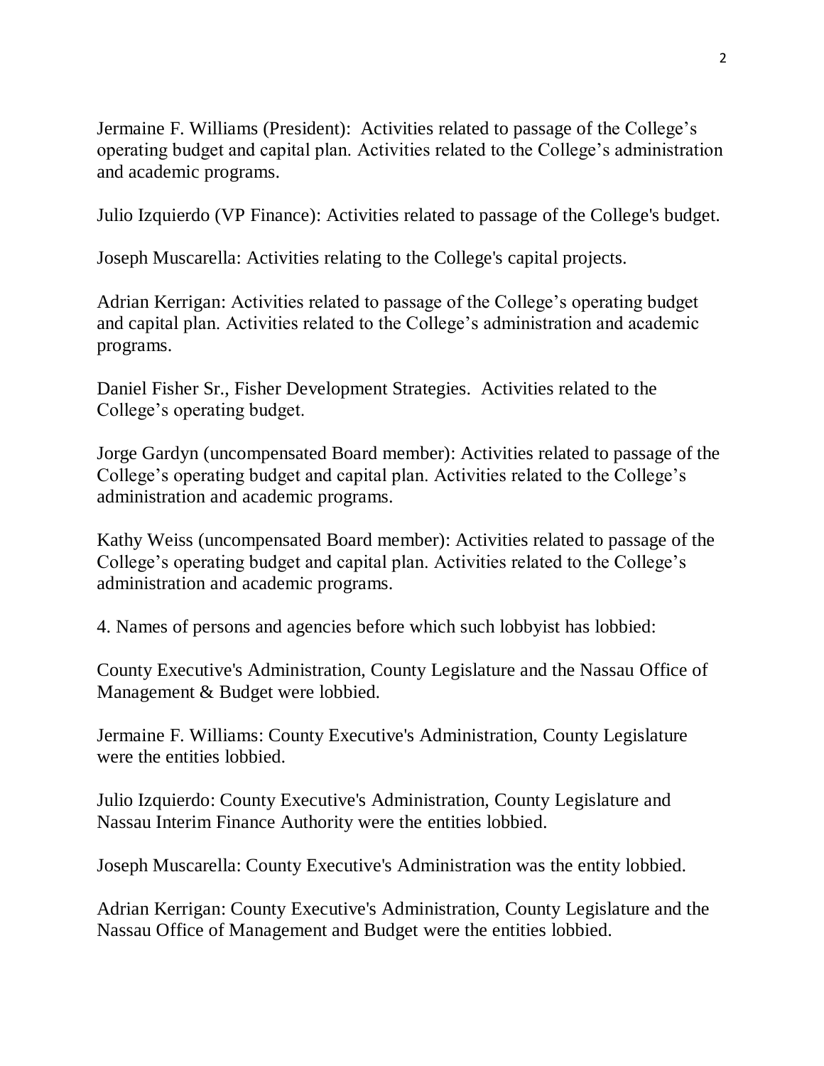Jermaine F. Williams (President): Activities related to passage of the College's operating budget and capital plan. Activities related to the College's administration and academic programs.

Julio Izquierdo (VP Finance): Activities related to passage of the College's budget.

Joseph Muscarella: Activities relating to the College's capital projects.

Adrian Kerrigan: Activities related to passage of the College's operating budget and capital plan. Activities related to the College's administration and academic programs.

Daniel Fisher Sr., Fisher Development Strategies. Activities related to the College's operating budget.

Jorge Gardyn (uncompensated Board member): Activities related to passage of the College's operating budget and capital plan. Activities related to the College's administration and academic programs.

Kathy Weiss (uncompensated Board member): Activities related to passage of the College's operating budget and capital plan. Activities related to the College's administration and academic programs.

4. Names of persons and agencies before which such lobbyist has lobbied:

County Executive's Administration, County Legislature and the Nassau Office of Management & Budget were lobbied.

Jermaine F. Williams: County Executive's Administration, County Legislature were the entities lobbied.

Julio Izquierdo: County Executive's Administration, County Legislature and Nassau Interim Finance Authority were the entities lobbied.

Joseph Muscarella: County Executive's Administration was the entity lobbied.

Adrian Kerrigan: County Executive's Administration, County Legislature and the Nassau Office of Management and Budget were the entities lobbied.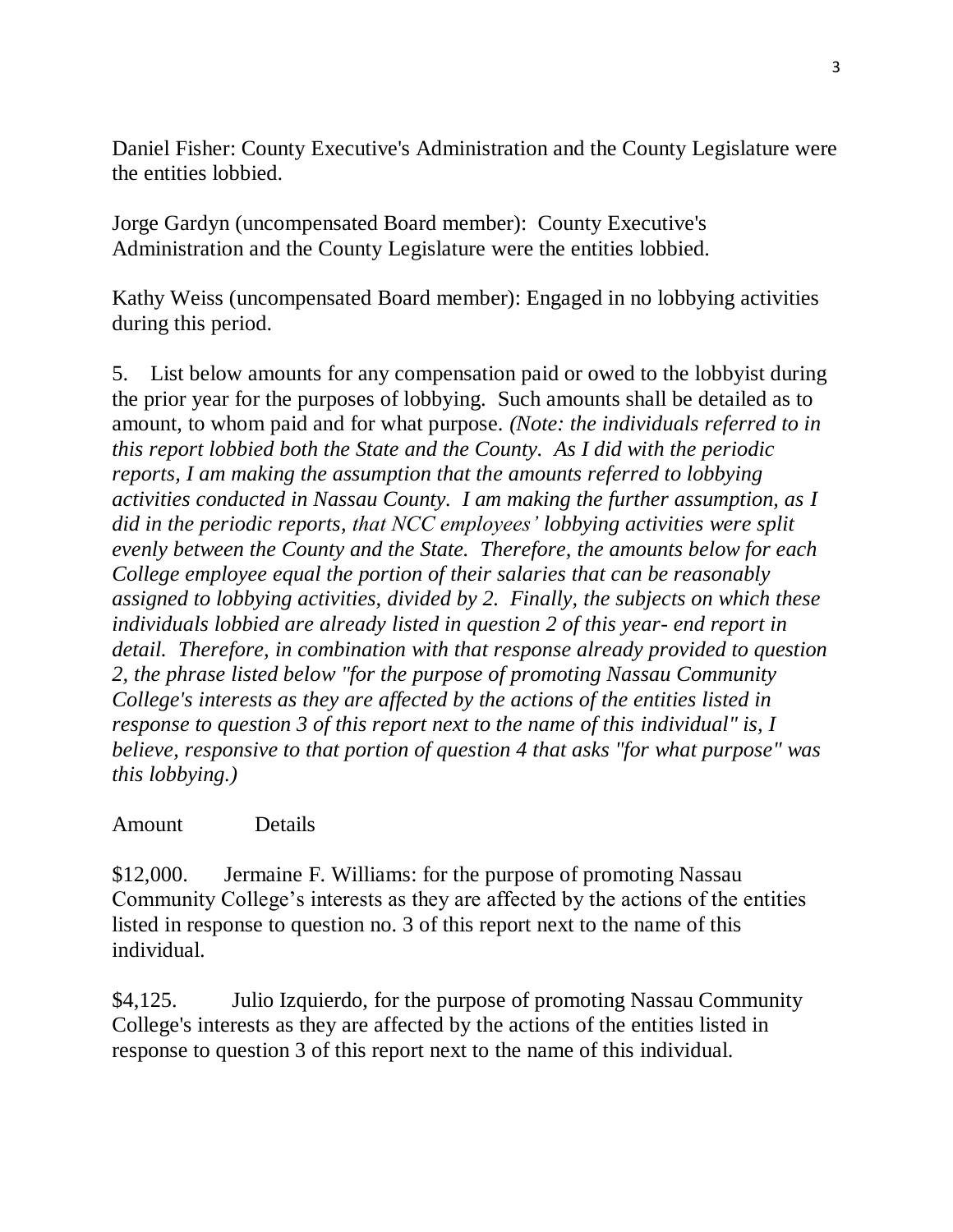Daniel Fisher: County Executive's Administration and the County Legislature were the entities lobbied.

Jorge Gardyn (uncompensated Board member): County Executive's Administration and the County Legislature were the entities lobbied.

Kathy Weiss (uncompensated Board member): Engaged in no lobbying activities during this period.

5. List below amounts for any compensation paid or owed to the lobbyist during the prior year for the purposes of lobbying. Such amounts shall be detailed as to amount, to whom paid and for what purpose. *(Note: the individuals referred to in this report lobbied both the State and the County. As I did with the periodic reports, I am making the assumption that the amounts referred to lobbying activities conducted in Nassau County. I am making the further assumption, as I did in the periodic reports, that NCC employees' lobbying activities were split evenly between the County and the State. Therefore, the amounts below for each College employee equal the portion of their salaries that can be reasonably assigned to lobbying activities, divided by 2. Finally, the subjects on which these individuals lobbied are already listed in question 2 of this year- end report in detail. Therefore, in combination with that response already provided to question 2, the phrase listed below "for the purpose of promoting Nassau Community College's interests as they are affected by the actions of the entities listed in response to question 3 of this report next to the name of this individual" is, I believe, responsive to that portion of question 4 that asks "for what purpose" was this lobbying.)*

| Amount | Details |
|---|---|
| \$12,000. | Jermaine F. Williams: for the purpose of promoting Nassau Community College's interests as they are affected by the actions of the entities listed in response to question no. 3 of this report next to the name of this individual. |
| \$4,125. | Julio Izquierdo, for the purpose of promoting Nassau Community College's interests as they are affected by the actions of the entities listed in response to question 3 of this report next to the name of this individual. |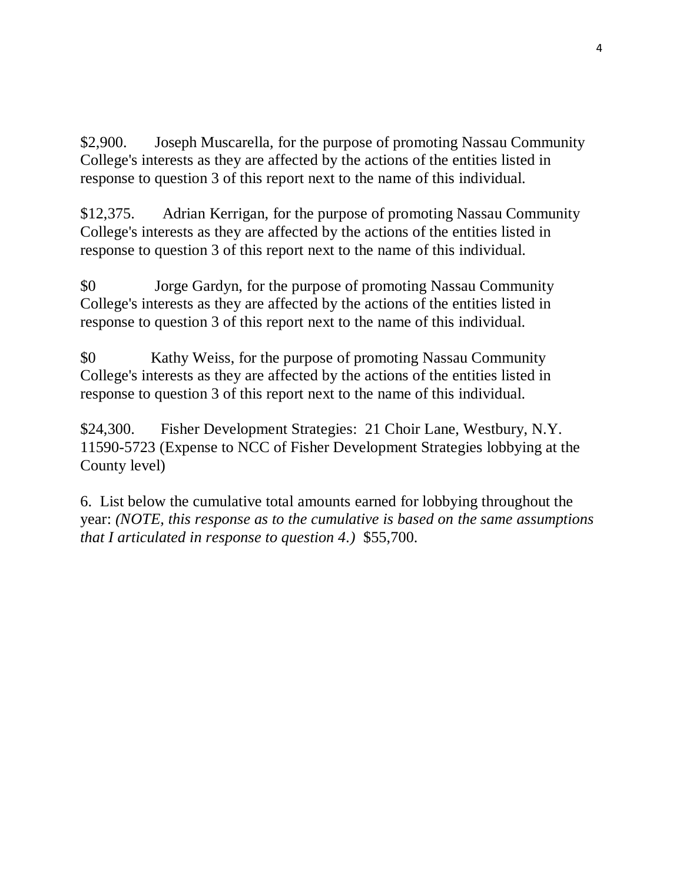$2,900. Joseph Muscarella, for the purpose of promoting Nassau Community College's interests as they are affected by the actions of the entities listed in response to question 3 of this report next to the name of this individual.

$12,375. Adrian Kerrigan, for the purpose of promoting Nassau Community College's interests as they are affected by the actions of the entities listed in response to question 3 of this report next to the name of this individual.

$0 Jorge Gardyn, for the purpose of promoting Nassau Community College's interests as they are affected by the actions of the entities listed in response to question 3 of this report next to the name of this individual.

$0 Kathy Weiss, for the purpose of promoting Nassau Community College's interests as they are affected by the actions of the entities listed in response to question 3 of this report next to the name of this individual.

$24,300. Fisher Development Strategies: 21 Choir Lane, Westbury, N.Y. 11590-5723 (Expense to NCC of Fisher Development Strategies lobbying at the County level)

6. List below the cumulative total amounts earned for lobbying throughout the year: *(NOTE, this response as to the cumulative is based on the same assumptions that I articulated in response to question 4.)* $55,700.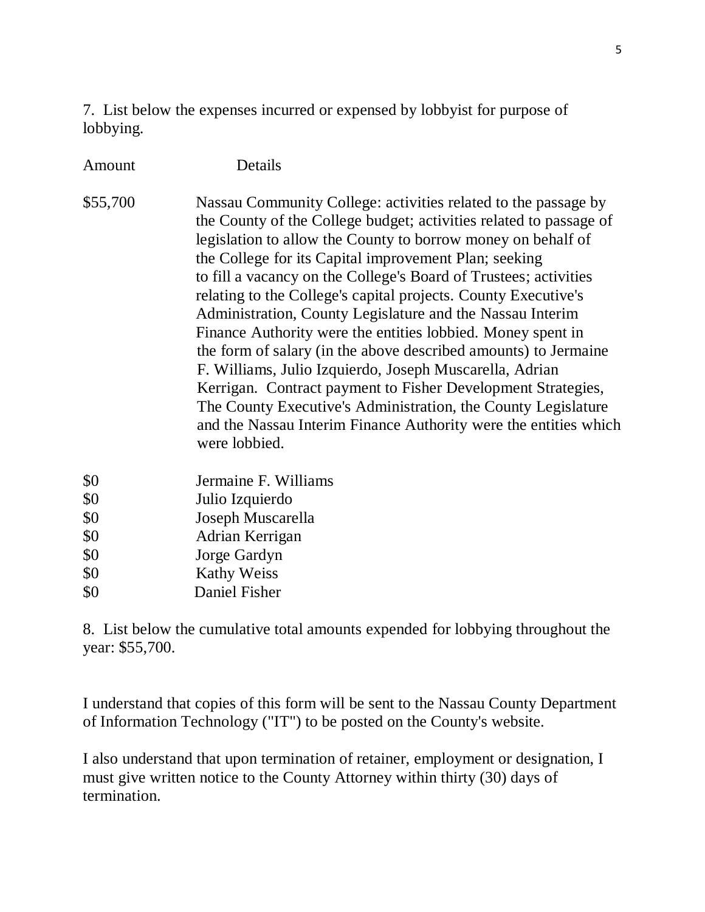7. List below the expenses incurred or expensed by lobbyist for purpose of lobbying.

| Amount | Details |
| --- | --- |
| $55,700 | Nassau Community College: activities related to the passage by the County of the College budget; activities related to passage of legislation to allow the County to borrow money on behalf of the College for its Capital improvement Plan; seeking to fill a vacancy on the College's Board of Trustees; activities relating to the College's capital projects. County Executive's Administration, County Legislature and the Nassau Interim Finance Authority were the entities lobbied. Money spent in the form of salary (in the above described amounts) to Jermaine F. Williams, Julio Izquierdo, Joseph Muscarella, Adrian Kerrigan. Contract payment to Fisher Development Strategies, The County Executive's Administration, the County Legislature and the Nassau Interim Finance Authority were the entities which were lobbied. |
| $0 | Jermaine F. Williams |
| $0 | Julio Izquierdo |
| $0 | Joseph Muscarella |
| $0 | Adrian Kerrigan |
| $0 | Jorge Gardyn |
| $0 | Kathy Weiss |
| $0 | Daniel Fisher |

8. List below the cumulative total amounts expended for lobbying throughout the year: $55,700.

I understand that copies of this form will be sent to the Nassau County Department of Information Technology ("IT") to be posted on the County's website.

I also understand that upon termination of retainer, employment or designation, I must give written notice to the County Attorney within thirty (30) days of termination.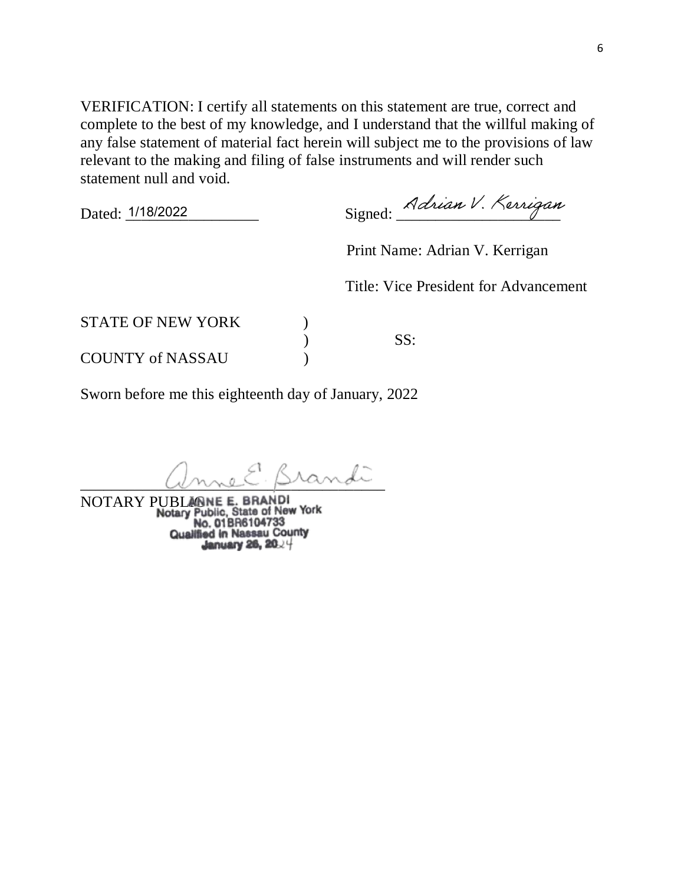VERIFICATION: I certify all statements on this statement are true, correct and complete to the best of my knowledge, and I understand that the willful making of any false statement of material fact herein will subject me to the provisions of law relevant to the making and filing of false instruments and will render such statement null and void.

Dated: 1/18/2022 Signed: Adrian V. Kerrigan

Print Name: Adrian V. Kerrigan

Title: Vice President for Advancement

STATE OF NEW YORK )
) SS:
COUNTY of NASSAU )

Sworn before me this eighteenth day of January, 2022

Anne E. Brandi

NOTARY PUBLIC

ANNE E. BRANDI
Notary Public, State of New York
No. 01BR6104733
Qualified in Nassau County
January 26, 2024